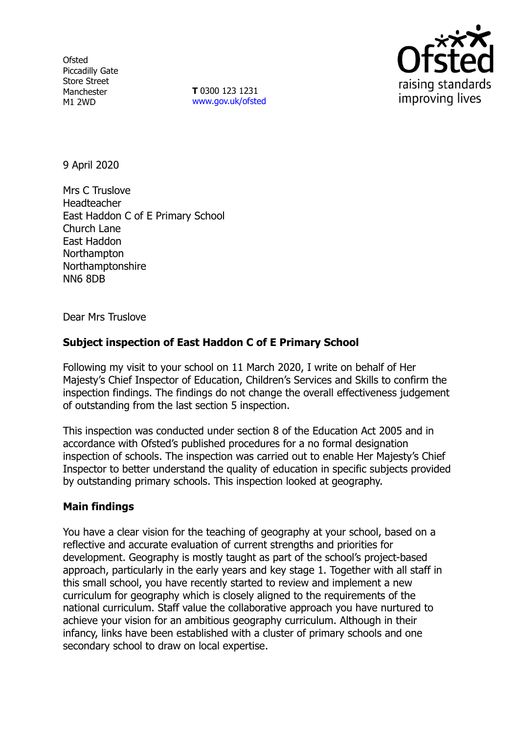Ofsted
Piccadilly Gate
Store Street
Manchester
M1 2WD

**T** 0300 123 1231
www.gov.uk/ofsted

9 April 2020

Mrs C Truslove
Headteacher
East Haddon C of E Primary School
Church Lane
East Haddon
Northampton
Northamptonshire
NN6 8DB

Dear Mrs Truslove

**Subject inspection of East Haddon C of E Primary School**

Following my visit to your school on 11 March 2020, I write on behalf of Her Majesty's Chief Inspector of Education, Children's Services and Skills to confirm the inspection findings. The findings do not change the overall effectiveness judgement of outstanding from the last section 5 inspection.

This inspection was conducted under section 8 of the Education Act 2005 and in accordance with Ofsted's published procedures for a no formal designation inspection of schools. The inspection was carried out to enable Her Majesty's Chief Inspector to better understand the quality of education in specific subjects provided by outstanding primary schools. This inspection looked at geography.

**Main findings**

You have a clear vision for the teaching of geography at your school, based on a reflective and accurate evaluation of current strengths and priorities for development. Geography is mostly taught as part of the school's project-based approach, particularly in the early years and key stage 1. Together with all staff in this small school, you have recently started to review and implement a new curriculum for geography which is closely aligned to the requirements of the national curriculum. Staff value the collaborative approach you have nurtured to achieve your vision for an ambitious geography curriculum. Although in their infancy, links have been established with a cluster of primary schools and one secondary school to draw on local expertise.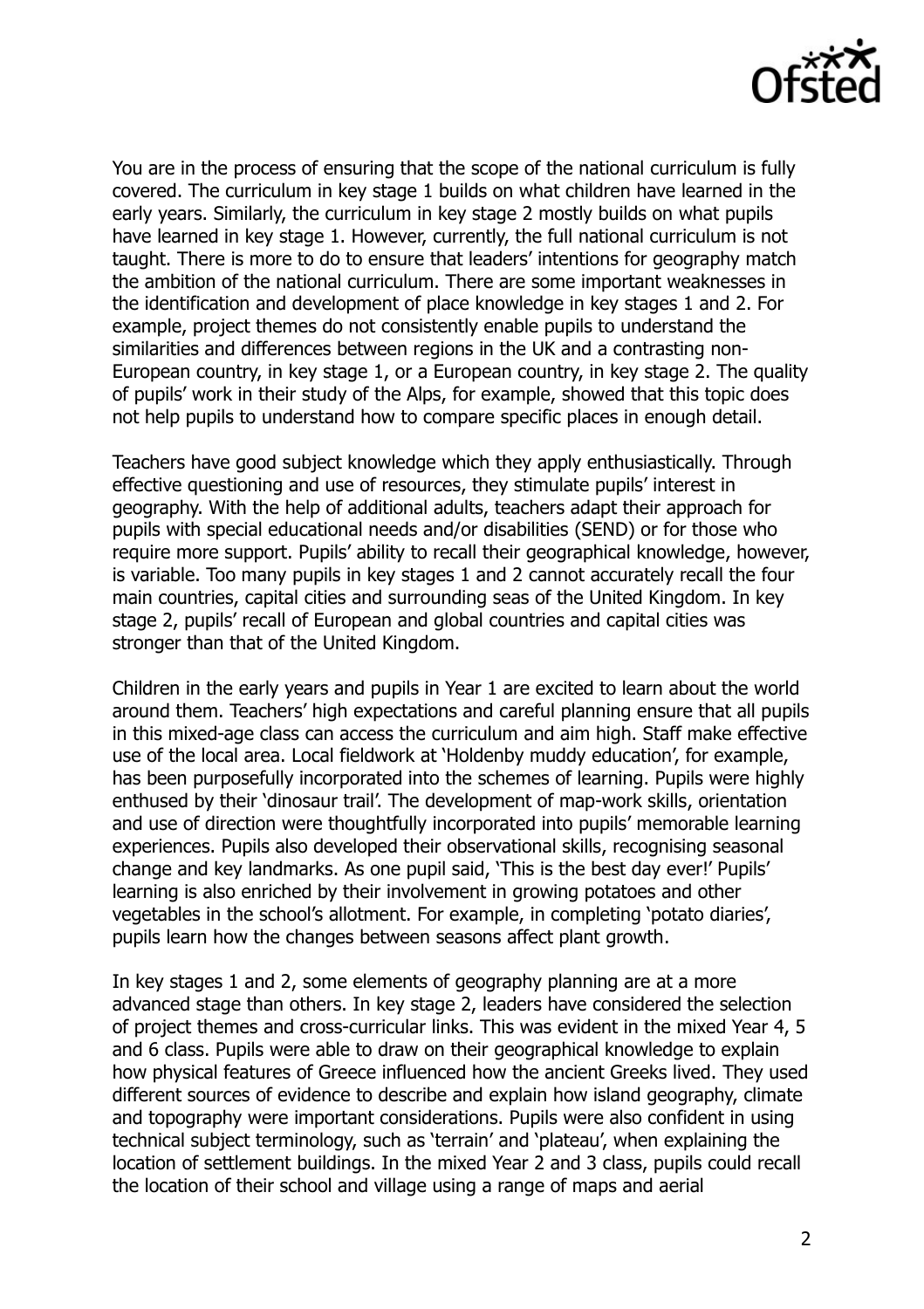You are in the process of ensuring that the scope of the national curriculum is fully covered. The curriculum in key stage 1 builds on what children have learned in the early years. Similarly, the curriculum in key stage 2 mostly builds on what pupils have learned in key stage 1. However, currently, the full national curriculum is not taught. There is more to do to ensure that leaders' intentions for geography match the ambition of the national curriculum. There are some important weaknesses in the identification and development of place knowledge in key stages 1 and 2. For example, project themes do not consistently enable pupils to understand the similarities and differences between regions in the UK and a contrasting non-European country, in key stage 1, or a European country, in key stage 2. The quality of pupils' work in their study of the Alps, for example, showed that this topic does not help pupils to understand how to compare specific places in enough detail.

Teachers have good subject knowledge which they apply enthusiastically. Through effective questioning and use of resources, they stimulate pupils' interest in geography. With the help of additional adults, teachers adapt their approach for pupils with special educational needs and/or disabilities (SEND) or for those who require more support. Pupils' ability to recall their geographical knowledge, however, is variable. Too many pupils in key stages 1 and 2 cannot accurately recall the four main countries, capital cities and surrounding seas of the United Kingdom. In key stage 2, pupils' recall of European and global countries and capital cities was stronger than that of the United Kingdom.

Children in the early years and pupils in Year 1 are excited to learn about the world around them. Teachers' high expectations and careful planning ensure that all pupils in this mixed-age class can access the curriculum and aim high. Staff make effective use of the local area. Local fieldwork at 'Holdenby muddy education', for example, has been purposefully incorporated into the schemes of learning. Pupils were highly enthused by their 'dinosaur trail'. The development of map-work skills, orientation and use of direction were thoughtfully incorporated into pupils' memorable learning experiences. Pupils also developed their observational skills, recognising seasonal change and key landmarks. As one pupil said, 'This is the best day ever!' Pupils' learning is also enriched by their involvement in growing potatoes and other vegetables in the school's allotment. For example, in completing 'potato diaries', pupils learn how the changes between seasons affect plant growth.

In key stages 1 and 2, some elements of geography planning are at a more advanced stage than others. In key stage 2, leaders have considered the selection of project themes and cross-curricular links. This was evident in the mixed Year 4, 5 and 6 class. Pupils were able to draw on their geographical knowledge to explain how physical features of Greece influenced how the ancient Greeks lived. They used different sources of evidence to describe and explain how island geography, climate and topography were important considerations. Pupils were also confident in using technical subject terminology, such as 'terrain' and 'plateau', when explaining the location of settlement buildings. In the mixed Year 2 and 3 class, pupils could recall the location of their school and village using a range of maps and aerial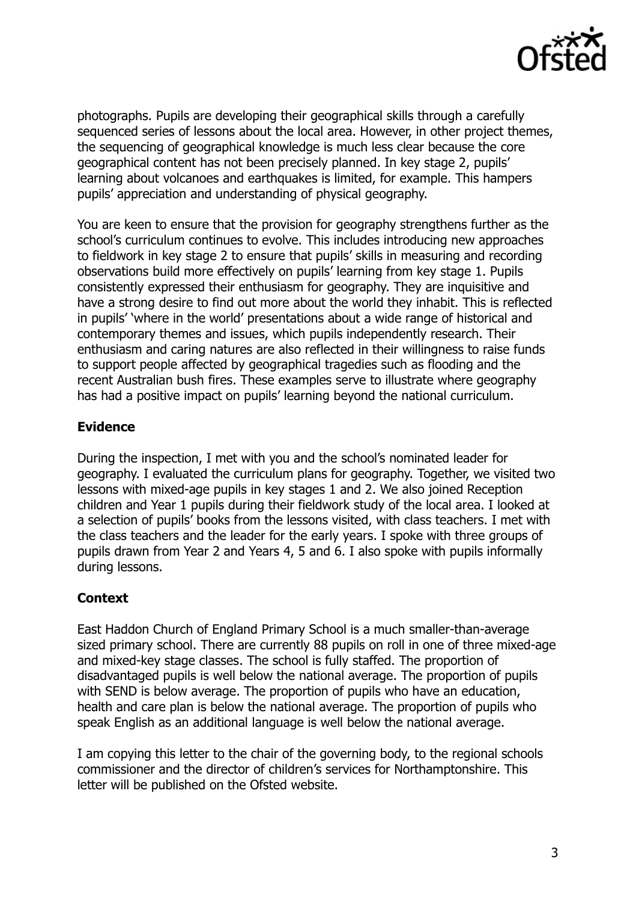photographs. Pupils are developing their geographical skills through a carefully sequenced series of lessons about the local area. However, in other project themes, the sequencing of geographical knowledge is much less clear because the core geographical content has not been precisely planned. In key stage 2, pupils' learning about volcanoes and earthquakes is limited, for example. This hampers pupils' appreciation and understanding of physical geography.

You are keen to ensure that the provision for geography strengthens further as the school's curriculum continues to evolve. This includes introducing new approaches to fieldwork in key stage 2 to ensure that pupils' skills in measuring and recording observations build more effectively on pupils' learning from key stage 1. Pupils consistently expressed their enthusiasm for geography. They are inquisitive and have a strong desire to find out more about the world they inhabit. This is reflected in pupils' 'where in the world' presentations about a wide range of historical and contemporary themes and issues, which pupils independently research. Their enthusiasm and caring natures are also reflected in their willingness to raise funds to support people affected by geographical tragedies such as flooding and the recent Australian bush fires. These examples serve to illustrate where geography has had a positive impact on pupils' learning beyond the national curriculum.

**Evidence**

During the inspection, I met with you and the school's nominated leader for geography. I evaluated the curriculum plans for geography. Together, we visited two lessons with mixed-age pupils in key stages 1 and 2. We also joined Reception children and Year 1 pupils during their fieldwork study of the local area. I looked at a selection of pupils' books from the lessons visited, with class teachers. I met with the class teachers and the leader for the early years. I spoke with three groups of pupils drawn from Year 2 and Years 4, 5 and 6. I also spoke with pupils informally during lessons.

**Context**

East Haddon Church of England Primary School is a much smaller-than-average sized primary school. There are currently 88 pupils on roll in one of three mixed-age and mixed-key stage classes. The school is fully staffed. The proportion of disadvantaged pupils is well below the national average. The proportion of pupils with SEND is below average. The proportion of pupils who have an education, health and care plan is below the national average. The proportion of pupils who speak English as an additional language is well below the national average.

I am copying this letter to the chair of the governing body, to the regional schools commissioner and the director of children's services for Northamptonshire. This letter will be published on the Ofsted website.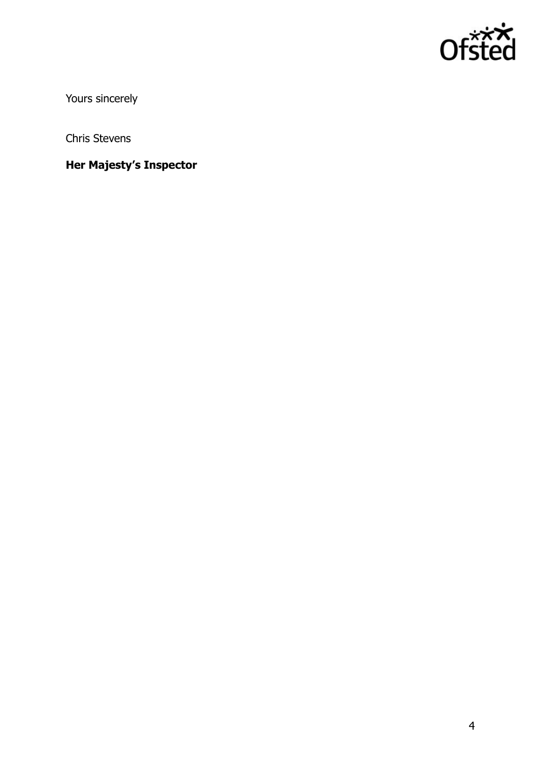Yours sincerely

Chris Stevens

**Her Majesty's Inspector**